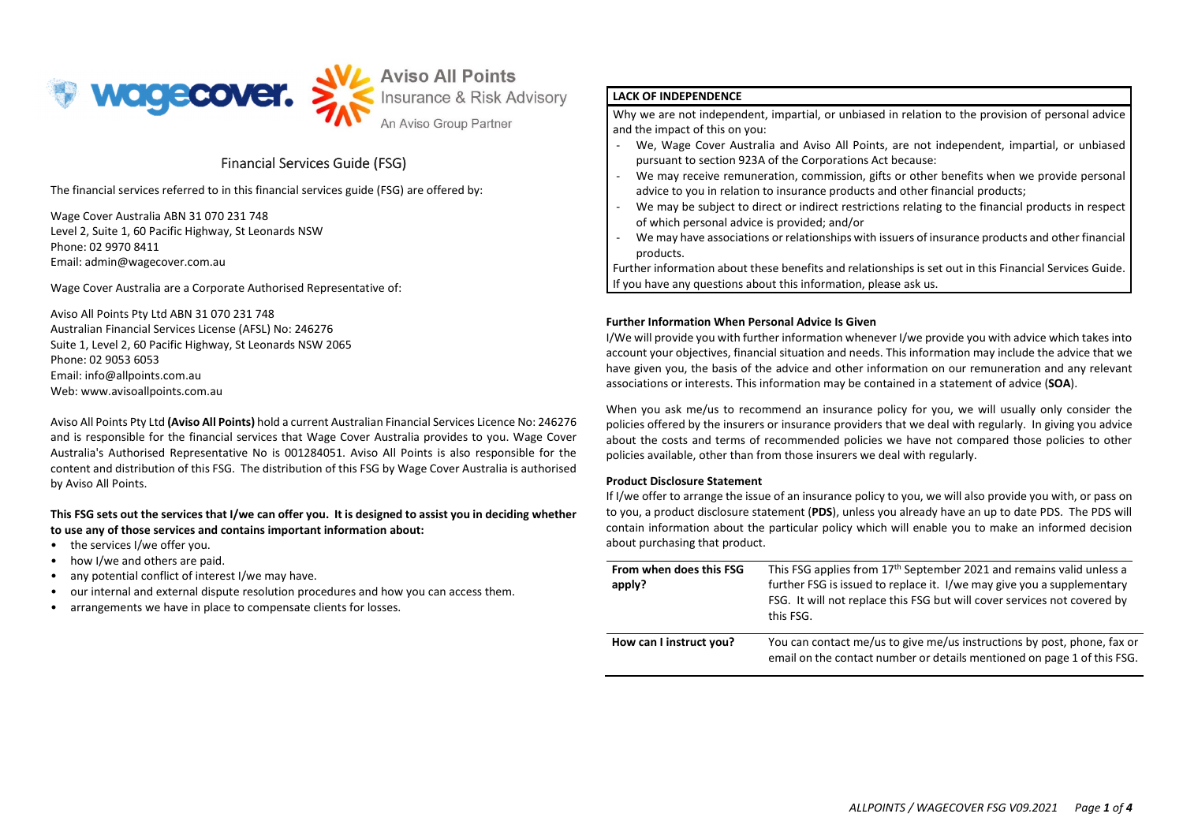# Financial Services Guide (FSG)

The financial services referred to in this financial services guide (FSG) are offered by:

Wage Cover Australia ABN 31 070 231 748
Level 2, Suite 1, 60 Pacific Highway, St Leonards NSW
Phone: 02 9970 8411
Email: admin@wagecover.com.au

Wage Cover Australia are a Corporate Authorised Representative of:

Aviso All Points Pty Ltd ABN 31 070 231 748
Australian Financial Services License (AFSL) No: 246276
Suite 1, Level 2, 60 Pacific Highway, St Leonards NSW 2065
Phone: 02 9053 6053
Email: info@allpoints.com.au
Web: www.avisoallpoints.com.au

Aviso All Points Pty Ltd **(Aviso All Points)** hold a current Australian Financial Services Licence No: 246276 and is responsible for the financial services that Wage Cover Australia provides to you. Wage Cover Australia's Authorised Representative No is 001284051. Aviso All Points is also responsible for the content and distribution of this FSG. The distribution of this FSG by Wage Cover Australia is authorised by Aviso All Points.

**This FSG sets out the services that I/we can offer you. It is designed to assist you in deciding whether to use any of those services and contains important information about:**

- the services I/we offer you.
- how I/we and others are paid.
- any potential conflict of interest I/we may have.
- our internal and external dispute resolution procedures and how you can access them.
- arrangements we have in place to compensate clients for losses.

**LACK OF INDEPENDENCE**

Why we are not independent, impartial, or unbiased in relation to the provision of personal advice and the impact of this on you:

- We, Wage Cover Australia and Aviso All Points, are not independent, impartial, or unbiased pursuant to section 923A of the Corporations Act because:
- We may receive remuneration, commission, gifts or other benefits when we provide personal advice to you in relation to insurance products and other financial products;
- We may be subject to direct or indirect restrictions relating to the financial products in respect of which personal advice is provided; and/or
- We may have associations or relationships with issuers of insurance products and other financial products.

Further information about these benefits and relationships is set out in this Financial Services Guide. If you have any questions about this information, please ask us.

**Further Information When Personal Advice Is Given**

I/We will provide you with further information whenever I/we provide you with advice which takes into account your objectives, financial situation and needs. This information may include the advice that we have given you, the basis of the advice and other information on our remuneration and any relevant associations or interests. This information may be contained in a statement of advice (**SOA**).

When you ask me/us to recommend an insurance policy for you, we will usually only consider the policies offered by the insurers or insurance providers that we deal with regularly. In giving you advice about the costs and terms of recommended policies we have not compared those policies to other policies available, other than from those insurers we deal with regularly.

**Product Disclosure Statement**

If I/we offer to arrange the issue of an insurance policy to you, we will also provide you with, or pass on to you, a product disclosure statement (**PDS**), unless you already have an up to date PDS. The PDS will contain information about the particular policy which will enable you to make an informed decision about purchasing that product.

| | |
|---|---|
| **From when does this FSG apply?** | This FSG applies from 17th September 2021 and remains valid unless a further FSG is issued to replace it. I/we may give you a supplementary FSG. It will not replace this FSG but will cover services not covered by this FSG. |
| **How can I instruct you?** | You can contact me/us to give me/us instructions by post, phone, fax or email on the contact number or details mentioned on page 1 of this FSG. |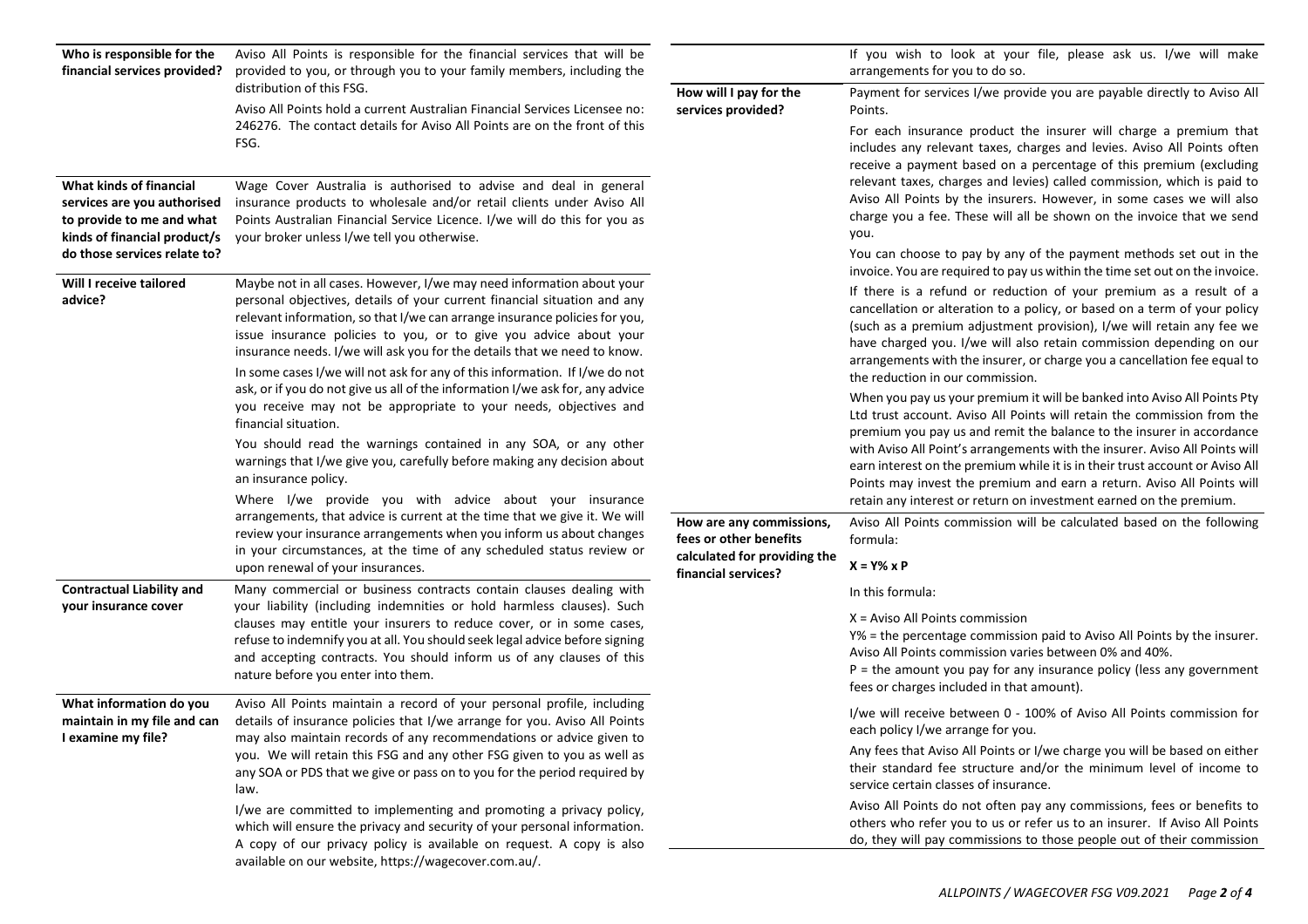**Who is responsible for the financial services provided?**

Aviso All Points is responsible for the financial services that will be provided to you, or through you to your family members, including the distribution of this FSG.

Aviso All Points hold a current Australian Financial Services Licensee no: 246276. The contact details for Aviso All Points are on the front of this FSG.

**What kinds of financial services are you authorised to provide to me and what kinds of financial product/s do those services relate to?**

Wage Cover Australia is authorised to advise and deal in general insurance products to wholesale and/or retail clients under Aviso All Points Australian Financial Service Licence. I/we will do this for you as your broker unless I/we tell you otherwise.

**Will I receive tailored advice?**

Maybe not in all cases. However, I/we may need information about your personal objectives, details of your current financial situation and any relevant information, so that I/we can arrange insurance policies for you, issue insurance policies to you, or to give you advice about your insurance needs. I/we will ask you for the details that we need to know.

In some cases I/we will not ask for any of this information. If I/we do not ask, or if you do not give us all of the information I/we ask for, any advice you receive may not be appropriate to your needs, objectives and financial situation.

You should read the warnings contained in any SOA, or any other warnings that I/we give you, carefully before making any decision about an insurance policy.

Where I/we provide you with advice about your insurance arrangements, that advice is current at the time that we give it. We will review your insurance arrangements when you inform us about changes in your circumstances, at the time of any scheduled status review or upon renewal of your insurances.

**Contractual Liability and your insurance cover**

Many commercial or business contracts contain clauses dealing with your liability (including indemnities or hold harmless clauses). Such clauses may entitle your insurers to reduce cover, or in some cases, refuse to indemnify you at all. You should seek legal advice before signing and accepting contracts. You should inform us of any clauses of this nature before you enter into them.

**What information do you maintain in my file and can I examine my file?**

Aviso All Points maintain a record of your personal profile, including details of insurance policies that I/we arrange for you. Aviso All Points may also maintain records of any recommendations or advice given to you. We will retain this FSG and any other FSG given to you as well as any SOA or PDS that we give or pass on to you for the period required by law.

I/we are committed to implementing and promoting a privacy policy, which will ensure the privacy and security of your personal information. A copy of our privacy policy is available on request. A copy is also available on our website, https://wagecover.com.au/.

If you wish to look at your file, please ask us. I/we will make arrangements for you to do so.

**How will I pay for the services provided?**

Payment for services I/we provide you are payable directly to Aviso All Points.

For each insurance product the insurer will charge a premium that includes any relevant taxes, charges and levies. Aviso All Points often receive a payment based on a percentage of this premium (excluding relevant taxes, charges and levies) called commission, which is paid to Aviso All Points by the insurers. However, in some cases we will also charge you a fee. These will all be shown on the invoice that we send you.

You can choose to pay by any of the payment methods set out in the invoice. You are required to pay us within the time set out on the invoice.

If there is a refund or reduction of your premium as a result of a cancellation or alteration to a policy, or based on a term of your policy (such as a premium adjustment provision), I/we will retain any fee we have charged you. I/we will also retain commission depending on our arrangements with the insurer, or charge you a cancellation fee equal to the reduction in our commission.

When you pay us your premium it will be banked into Aviso All Points Pty Ltd trust account. Aviso All Points will retain the commission from the premium you pay us and remit the balance to the insurer in accordance with Aviso All Point's arrangements with the insurer. Aviso All Points will earn interest on the premium while it is in their trust account or Aviso All Points may invest the premium and earn a return. Aviso All Points will retain any interest or return on investment earned on the premium.

**How are any commissions, fees or other benefits calculated for providing the financial services?**

Aviso All Points commission will be calculated based on the following formula:

**$X = Y\% \times P$**

In this formula:

X = Aviso All Points commission
Y% = the percentage commission paid to Aviso All Points by the insurer. Aviso All Points commission varies between 0% and 40%.
P = the amount you pay for any insurance policy (less any government fees or charges included in that amount).

I/we will receive between 0 - 100% of Aviso All Points commission for each policy I/we arrange for you.

Any fees that Aviso All Points or I/we charge you will be based on either their standard fee structure and/or the minimum level of income to service certain classes of insurance.

Aviso All Points do not often pay any commissions, fees or benefits to others who refer you to us or refer us to an insurer. If Aviso All Points do, they will pay commissions to those people out of their commission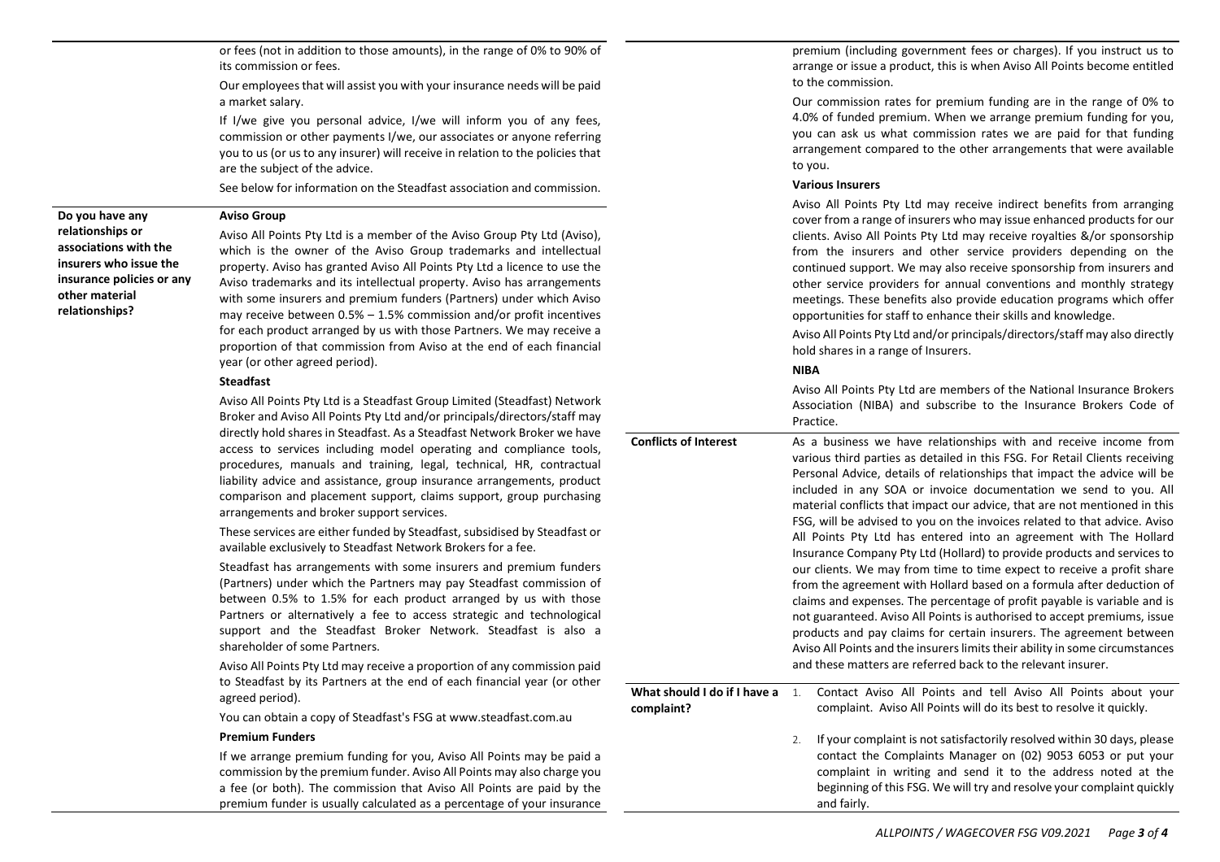or fees (not in addition to those amounts), in the range of 0% to 90% of its commission or fees.

Our employees that will assist you with your insurance needs will be paid a market salary.

If I/we give you personal advice, I/we will inform you of any fees, commission or other payments I/we, our associates or anyone referring you to us (or us to any insurer) will receive in relation to the policies that are the subject of the advice.

See below for information on the Steadfast association and commission.

**Do you have any relationships or associations with the insurers who issue the insurance policies or any other material relationships?**

**Aviso Group**

Aviso All Points Pty Ltd is a member of the Aviso Group Pty Ltd (Aviso), which is the owner of the Aviso Group trademarks and intellectual property. Aviso has granted Aviso All Points Pty Ltd a licence to use the Aviso trademarks and its intellectual property. Aviso has arrangements with some insurers and premium funders (Partners) under which Aviso may receive between 0.5% – 1.5% commission and/or profit incentives for each product arranged by us with those Partners. We may receive a proportion of that commission from Aviso at the end of each financial year (or other agreed period).

**Steadfast**

Aviso All Points Pty Ltd is a Steadfast Group Limited (Steadfast) Network Broker and Aviso All Points Pty Ltd and/or principals/directors/staff may directly hold shares in Steadfast. As a Steadfast Network Broker we have access to services including model operating and compliance tools, procedures, manuals and training, legal, technical, HR, contractual liability advice and assistance, group insurance arrangements, product comparison and placement support, claims support, group purchasing arrangements and broker support services.

These services are either funded by Steadfast, subsidised by Steadfast or available exclusively to Steadfast Network Brokers for a fee.

Steadfast has arrangements with some insurers and premium funders (Partners) under which the Partners may pay Steadfast commission of between 0.5% to 1.5% for each product arranged by us with those Partners or alternatively a fee to access strategic and technological support and the Steadfast Broker Network. Steadfast is also a shareholder of some Partners.

Aviso All Points Pty Ltd may receive a proportion of any commission paid to Steadfast by its Partners at the end of each financial year (or other agreed period).

You can obtain a copy of Steadfast's FSG at www.steadfast.com.au

**Premium Funders**

If we arrange premium funding for you, Aviso All Points may be paid a commission by the premium funder. Aviso All Points may also charge you a fee (or both). The commission that Aviso All Points are paid by the premium funder is usually calculated as a percentage of your insurance premium (including government fees or charges). If you instruct us to arrange or issue a product, this is when Aviso All Points become entitled to the commission.

Our commission rates for premium funding are in the range of 0% to 4.0% of funded premium. When we arrange premium funding for you, you can ask us what commission rates we are paid for that funding arrangement compared to the other arrangements that were available to you.

**Various Insurers**

Aviso All Points Pty Ltd may receive indirect benefits from arranging cover from a range of insurers who may issue enhanced products for our clients. Aviso All Points Pty Ltd may receive royalties &/or sponsorship from the insurers and other service providers depending on the continued support. We may also receive sponsorship from insurers and other service providers for annual conventions and monthly strategy meetings. These benefits also provide education programs which offer opportunities for staff to enhance their skills and knowledge.

Aviso All Points Pty Ltd and/or principals/directors/staff may also directly hold shares in a range of Insurers.

**NIBA**

Aviso All Points Pty Ltd are members of the National Insurance Brokers Association (NIBA) and subscribe to the Insurance Brokers Code of Practice.

**Conflicts of Interest**

As a business we have relationships with and receive income from various third parties as detailed in this FSG. For Retail Clients receiving Personal Advice, details of relationships that impact the advice will be included in any SOA or invoice documentation we send to you. All material conflicts that impact our advice, that are not mentioned in this FSG, will be advised to you on the invoices related to that advice. Aviso All Points Pty Ltd has entered into an agreement with The Hollard Insurance Company Pty Ltd (Hollard) to provide products and services to our clients. We may from time to time expect to receive a profit share from the agreement with Hollard based on a formula after deduction of claims and expenses. The percentage of profit payable is variable and is not guaranteed. Aviso All Points is authorised to accept premiums, issue products and pay claims for certain insurers. The agreement between Aviso All Points and the insurers limits their ability in some circumstances and these matters are referred back to the relevant insurer.

**What should I do if I have a complaint?**

1. Contact Aviso All Points and tell Aviso All Points about your complaint. Aviso All Points will do its best to resolve it quickly.
2. If your complaint is not satisfactorily resolved within 30 days, please contact the Complaints Manager on (02) 9053 6053 or put your complaint in writing and send it to the address noted at the beginning of this FSG. We will try and resolve your complaint quickly and fairly.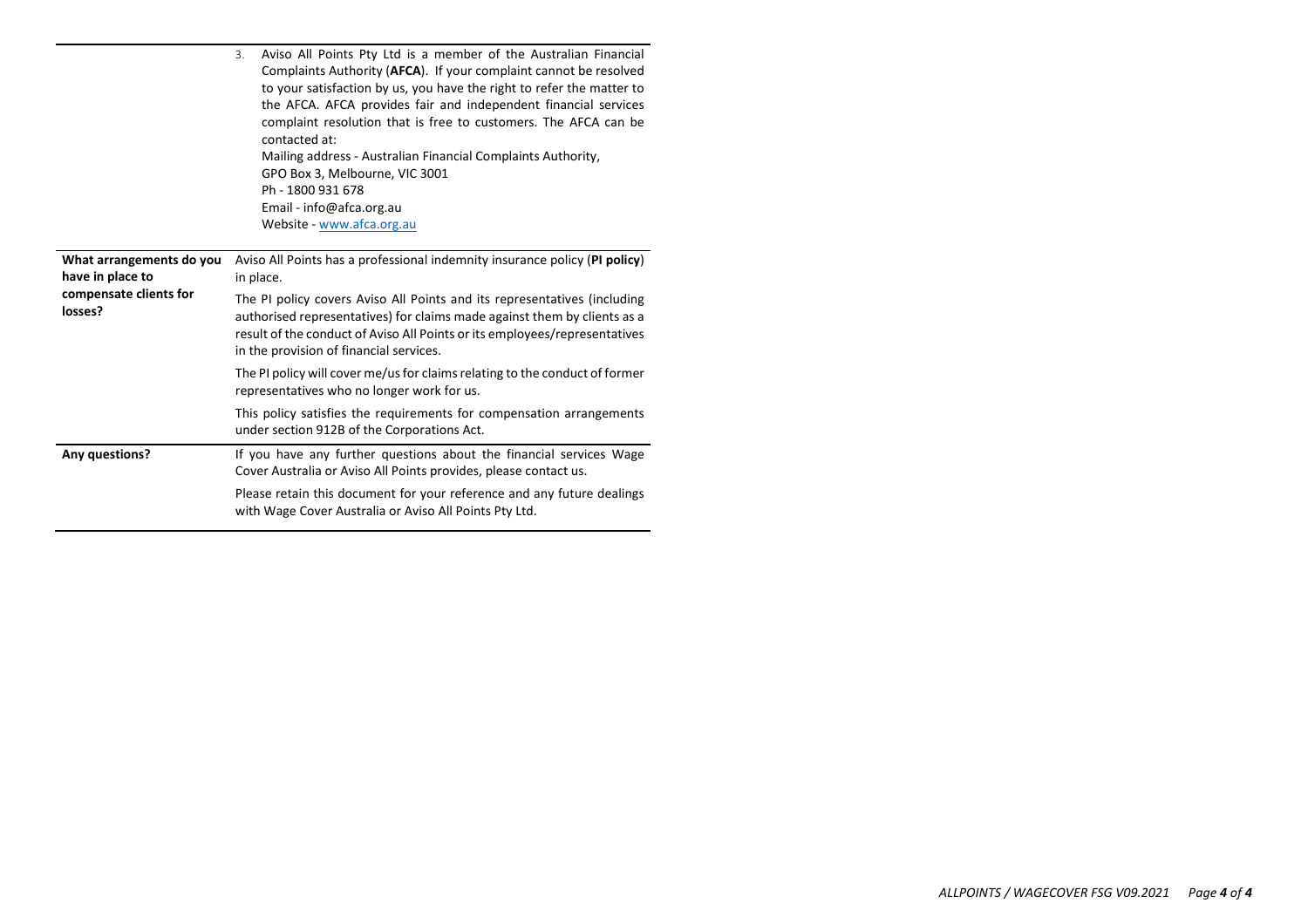| | |
|---|---|
| | 3. Aviso All Points Pty Ltd is a member of the Australian Financial Complaints Authority (**AFCA**). If your complaint cannot be resolved to your satisfaction by us, you have the right to refer the matter to the AFCA. AFCA provides fair and independent financial services complaint resolution that is free to customers. The AFCA can be contacted at:<br>Mailing address - Australian Financial Complaints Authority,<br>GPO Box 3, Melbourne, VIC 3001<br>Ph - 1800 931 678<br>Email - info@afca.org.au<br>Website - www.afca.org.au |
| **What arrangements do you have in place to compensate clients for losses?** | Aviso All Points has a professional indemnity insurance policy (**PI policy**) in place.<br><br>The PI policy covers Aviso All Points and its representatives (including authorised representatives) for claims made against them by clients as a result of the conduct of Aviso All Points or its employees/representatives in the provision of financial services.<br><br>The PI policy will cover me/us for claims relating to the conduct of former representatives who no longer work for us.<br><br>This policy satisfies the requirements for compensation arrangements under section 912B of the Corporations Act. |
| **Any questions?** | If you have any further questions about the financial services Wage Cover Australia or Aviso All Points provides, please contact us.<br><br>Please retain this document for your reference and any future dealings with Wage Cover Australia or Aviso All Points Pty Ltd. |